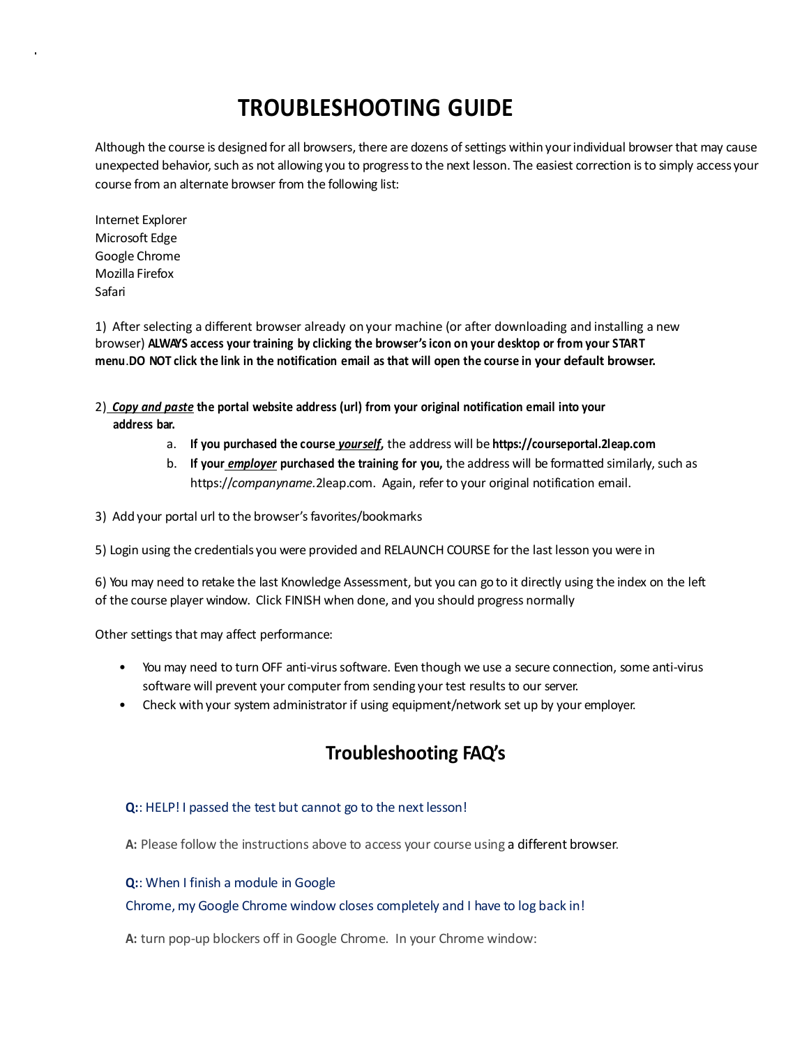# TROUBLESHOOTING GUIDE

Although the course is designed for all browsers, there are dozens of settings within your individual browser that may cause unexpected behavior, such as not allowing you to progress to the next lesson. The easiest correction is to simply access your course from an alternate browser from the following list:

Internet Explorer
Microsoft Edge
Google Chrome
Mozilla Firefox
Safari

1) After selecting a different browser already on your machine (or after downloading and installing a new browser) **ALWAYS access your training by clicking the browser's icon on your desktop or from your START menu**.**DO NOT click the link in the notification email as that will open the course in your default browser.**

2) ***Copy and paste*** **the portal website address (url) from your original notification email into your address bar.**

   a. **If you purchased the course *yourself*,** the address will be **https://courseportal.2leap.com**
   b. **If your *employer* purchased the training for you,** the address will be formatted similarly, such as https://*companyname*.2leap.com. Again, refer to your original notification email.

3) Add your portal url to the browser's favorites/bookmarks

5) Login using the credentials you were provided and RELAUNCH COURSE for the last lesson you were in

6) You may need to retake the last Knowledge Assessment, but you can go to it directly using the index on the left of the course player window. Click FINISH when done, and you should progress normally

Other settings that may affect performance:

- You may need to turn OFF anti-virus software. Even though we use a secure connection, some anti-virus software will prevent your computer from sending your test results to our server.
- Check with your system administrator if using equipment/network set up by your employer.

## Troubleshooting FAQ's

**Q:**: HELP! I passed the test but cannot go to the next lesson!

**A:** Please follow the instructions above to access your course using a different browser.

**Q:**: When I finish a module in Google Chrome, my Google Chrome window closes completely and I have to log back in!

**A:** turn pop-up blockers off in Google Chrome. In your Chrome window: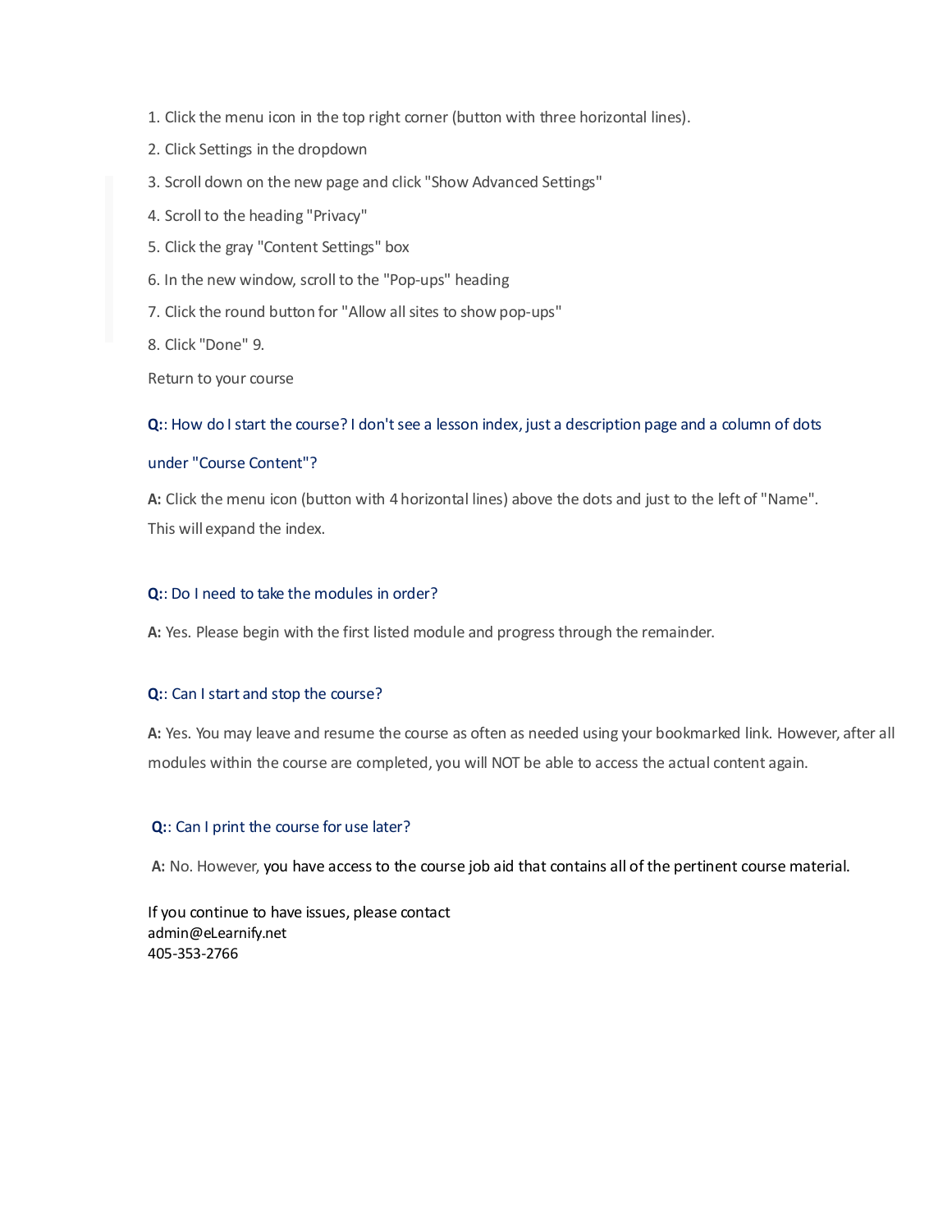1. Click the menu icon in the top right corner (button with three horizontal lines).
2. Click Settings in the dropdown
3. Scroll down on the new page and click "Show Advanced Settings"
4. Scroll to the heading "Privacy"
5. Click the gray "Content Settings" box
6. In the new window, scroll to the "Pop-ups" heading
7. Click the round button for "Allow all sites to show pop-ups"
8. Click "Done" 9.

Return to your course

**Q:**: How do I start the course? I don't see a lesson index, just a description page and a column of dots under "Course Content"?

**A:** Click the menu icon (button with 4 horizontal lines) above the dots and just to the left of "Name". This will expand the index.

**Q:**: Do I need to take the modules in order?

**A:** Yes. Please begin with the first listed module and progress through the remainder.

**Q:**: Can I start and stop the course?

**A:** Yes. You may leave and resume the course as often as needed using your bookmarked link. However, after all modules within the course are completed, you will NOT be able to access the actual content again.

**Q:**: Can I print the course for use later?

**A:** No. However, you have access to the course job aid that contains all of the pertinent course material.

If you continue to have issues, please contact
admin@eLearnify.net
405-353-2766